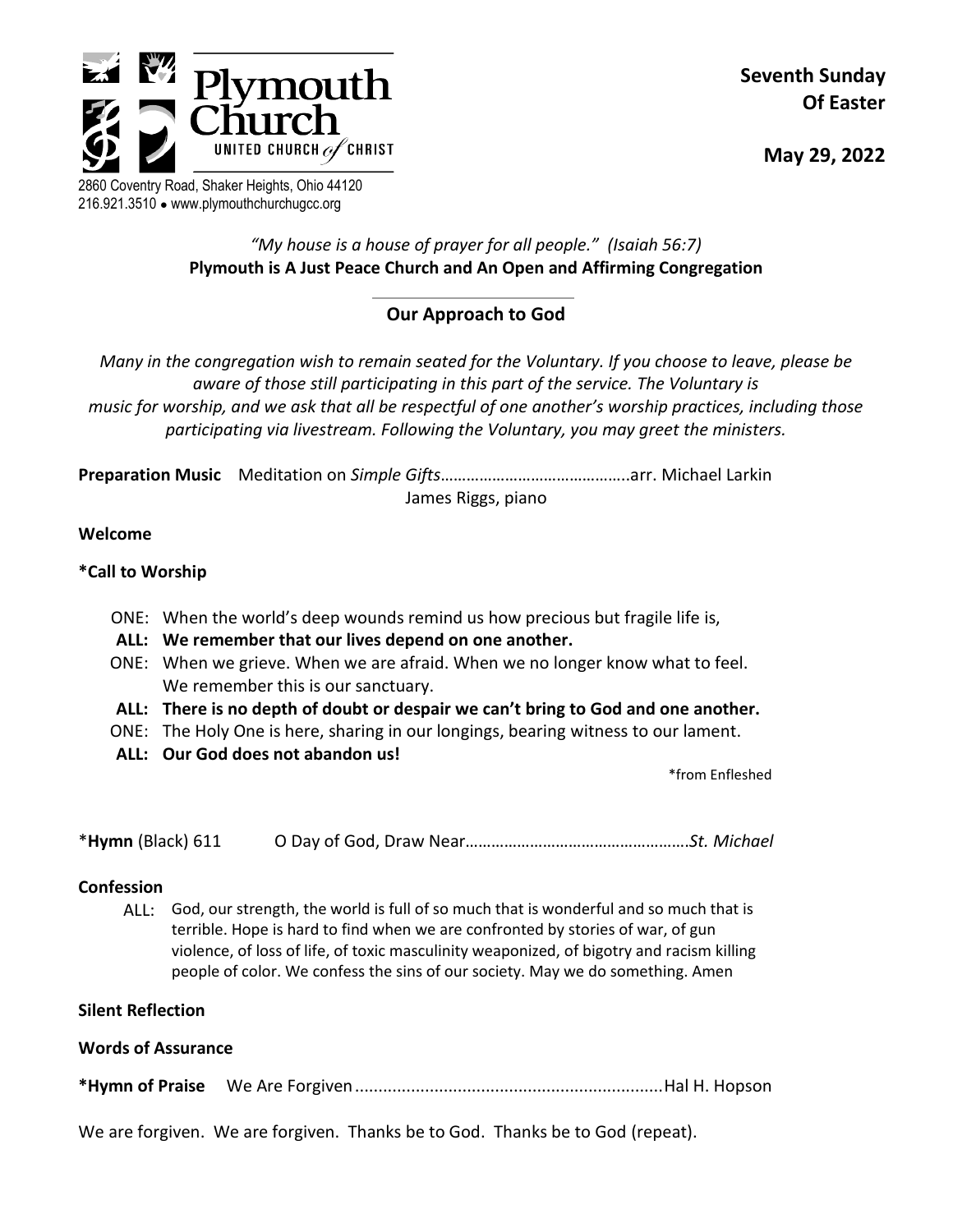# Plymouth Church

UNITED CHURCH of CHRIST

2860 Coventry Road, Shaker Heights, Ohio 44120
216.921.3510 • www.plymouthchurchugcc.org

**Seventh Sunday Of Easter**

**May 29, 2022**

*"My house is a house of prayer for all people." (Isaiah 56:7)*
**Plymouth is A Just Peace Church and An Open and Affirming Congregation**

---

## Our Approach to God

*Many in the congregation wish to remain seated for the Voluntary. If you choose to leave, please be aware of those still participating in this part of the service. The Voluntary is music for worship, and we ask that all be respectful of one another's worship practices, including those participating via livestream. Following the Voluntary, you may greet the ministers.*

**Preparation Music** Meditation on *Simple Gifts*……………………………………..arr. Michael Larkin
James Riggs, piano

**Welcome**

**\*Call to Worship**

ONE: When the world's deep wounds remind us how precious but fragile life is,
**ALL: We remember that our lives depend on one another.**
ONE: When we grieve. When we are afraid. When we no longer know what to feel. We remember this is our sanctuary.
**ALL: There is no depth of doubt or despair we can't bring to God and one another.**
ONE: The Holy One is here, sharing in our longings, bearing witness to our lament.
**ALL: Our God does not abandon us!**

\*from Enfleshed

\***Hymn** (Black) 611 O Day of God, Draw Near……………………………………………*St. Michael*

**Confession**

ALL: God, our strength, the world is full of so much that is wonderful and so much that is terrible. Hope is hard to find when we are confronted by stories of war, of gun violence, of loss of life, of toxic masculinity weaponized, of bigotry and racism killing people of color. We confess the sins of our society. May we do something. Amen

**Silent Reflection**

**Words of Assurance**

**\*Hymn of Praise** We Are Forgiven.................................................................Hal H. Hopson

We are forgiven. We are forgiven. Thanks be to God. Thanks be to God (repeat).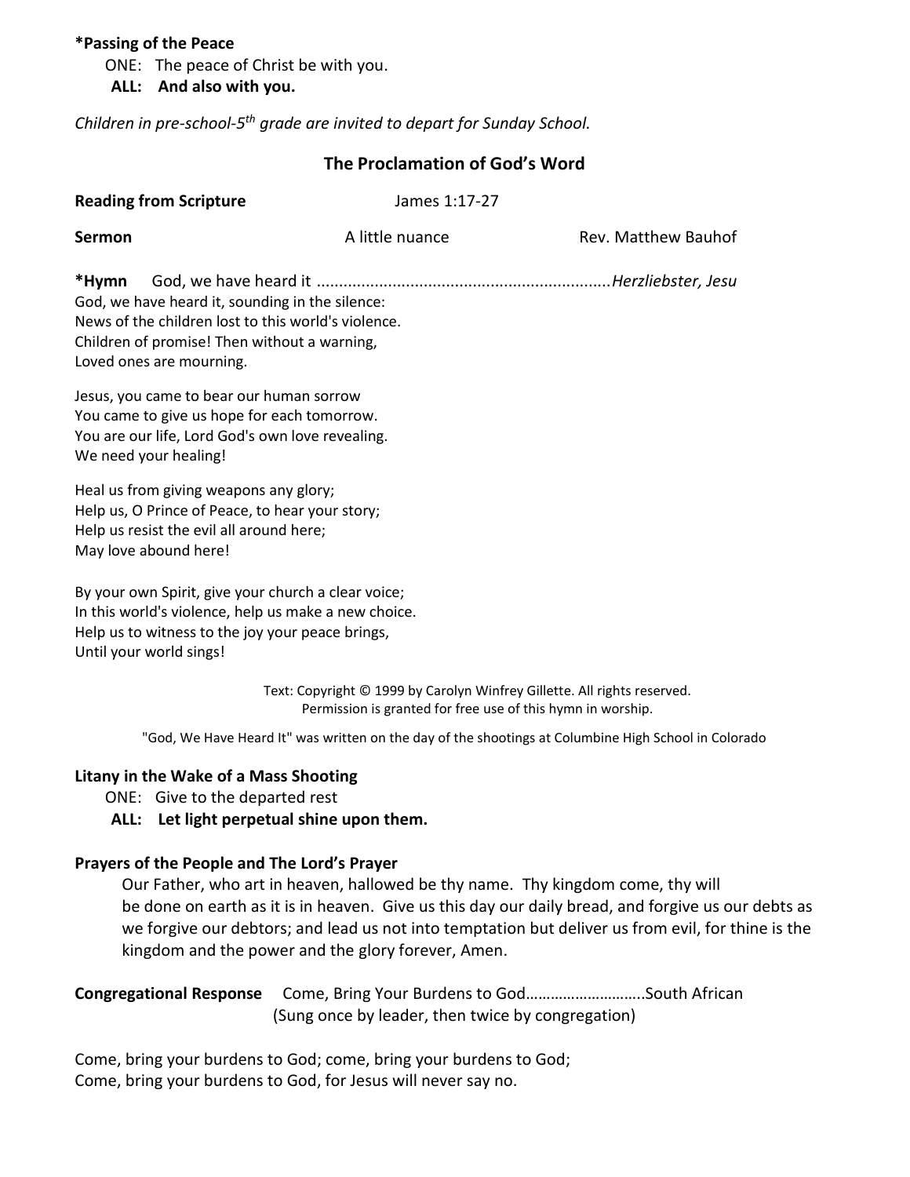**\*Passing of the Peace**

ONE: The peace of Christ be with you.

**ALL: And also with you.**

*Children in pre-school-5th grade are invited to depart for Sunday School.*

## The Proclamation of God's Word

**Reading from Scripture** James 1:17-27

**Sermon** A little nuance Rev. Matthew Bauhof

**\*Hymn** God, we have heard it ..................................................................*Herzliebster, Jesu*

God, we have heard it, sounding in the silence:
News of the children lost to this world's violence.
Children of promise! Then without a warning,
Loved ones are mourning.

Jesus, you came to bear our human sorrow
You came to give us hope for each tomorrow.
You are our life, Lord God's own love revealing.
We need your healing!

Heal us from giving weapons any glory;
Help us, O Prince of Peace, to hear your story;
Help us resist the evil all around here;
May love abound here!

By your own Spirit, give your church a clear voice;
In this world's violence, help us make a new choice.
Help us to witness to the joy your peace brings,
Until your world sings!

Text: Copyright © 1999 by Carolyn Winfrey Gillette. All rights reserved.
Permission is granted for free use of this hymn in worship.

"God, We Have Heard It" was written on the day of the shootings at Columbine High School in Colorado

**Litany in the Wake of a Mass Shooting**

ONE: Give to the departed rest

**ALL: Let light perpetual shine upon them.**

**Prayers of the People and The Lord's Prayer**

Our Father, who art in heaven, hallowed be thy name. Thy kingdom come, thy will be done on earth as it is in heaven. Give us this day our daily bread, and forgive us our debts as we forgive our debtors; and lead us not into temptation but deliver us from evil, for thine is the kingdom and the power and the glory forever, Amen.

**Congregational Response** Come, Bring Your Burdens to God……………………….South African
(Sung once by leader, then twice by congregation)

Come, bring your burdens to God; come, bring your burdens to God;
Come, bring your burdens to God, for Jesus will never say no.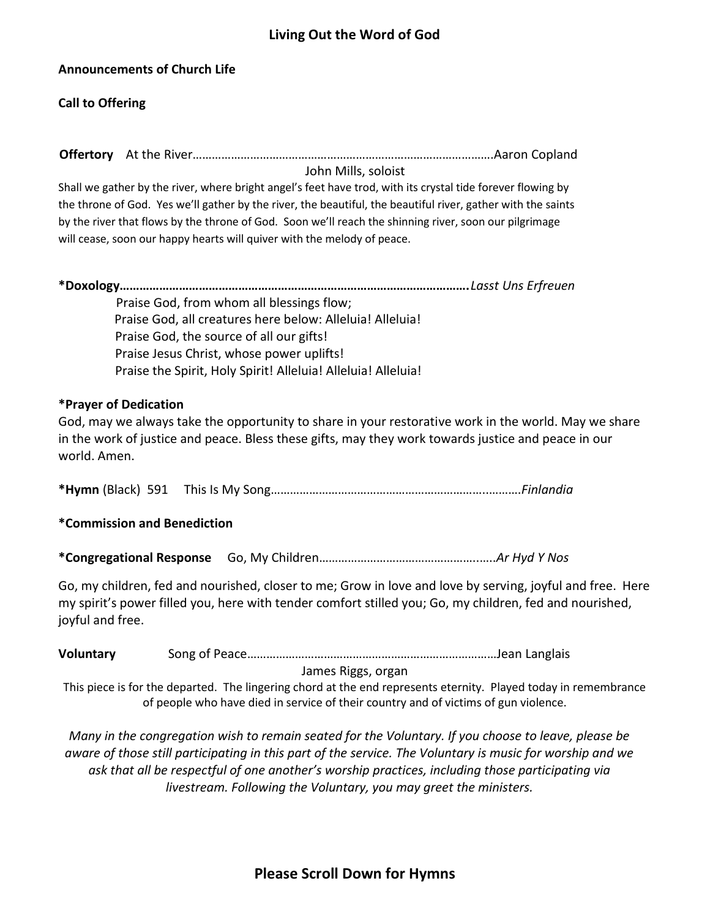## Living Out the Word of God

**Announcements of Church Life**

**Call to Offering**

**Offertory** At the River……………………………………………………………………………….Aaron Copland

John Mills, soloist

Shall we gather by the river, where bright angel's feet have trod, with its crystal tide forever flowing by the throne of God. Yes we'll gather by the river, the beautiful, the beautiful river, gather with the saints by the river that flows by the throne of God. Soon we'll reach the shinning river, soon our pilgrimage will cease, soon our happy hearts will quiver with the melody of peace.

**\*Doxology…………………………………………………………………………………………….** *Lasst Uns Erfreuen*

Praise God, from whom all blessings flow;
Praise God, all creatures here below: Alleluia! Alleluia!
Praise God, the source of all our gifts!
Praise Jesus Christ, whose power uplifts!
Praise the Spirit, Holy Spirit! Alleluia! Alleluia! Alleluia!

**\*Prayer of Dedication**

God, may we always take the opportunity to share in your restorative work in the world. May we share in the work of justice and peace. Bless these gifts, may they work towards justice and peace in our world. Amen.

**\*Hymn** (Black) 591 This Is My Song……………………………………………………………..……….*Finlandia*

**\*Commission and Benediction**

**\*Congregational Response** Go, My Children……………………………………………..…*Ar Hyd Y Nos*

Go, my children, fed and nourished, closer to me; Grow in love and love by serving, joyful and free. Here my spirit's power filled you, here with tender comfort stilled you; Go, my children, fed and nourished, joyful and free.

**Voluntary** Song of Peace………………………………………………………………………Jean Langlais

James Riggs, organ

This piece is for the departed. The lingering chord at the end represents eternity. Played today in remembrance of people who have died in service of their country and of victims of gun violence.

*Many in the congregation wish to remain seated for the Voluntary. If you choose to leave, please be aware of those still participating in this part of the service. The Voluntary is music for worship and we ask that all be respectful of one another's worship practices, including those participating via livestream. Following the Voluntary, you may greet the ministers.*

## Please Scroll Down for Hymns